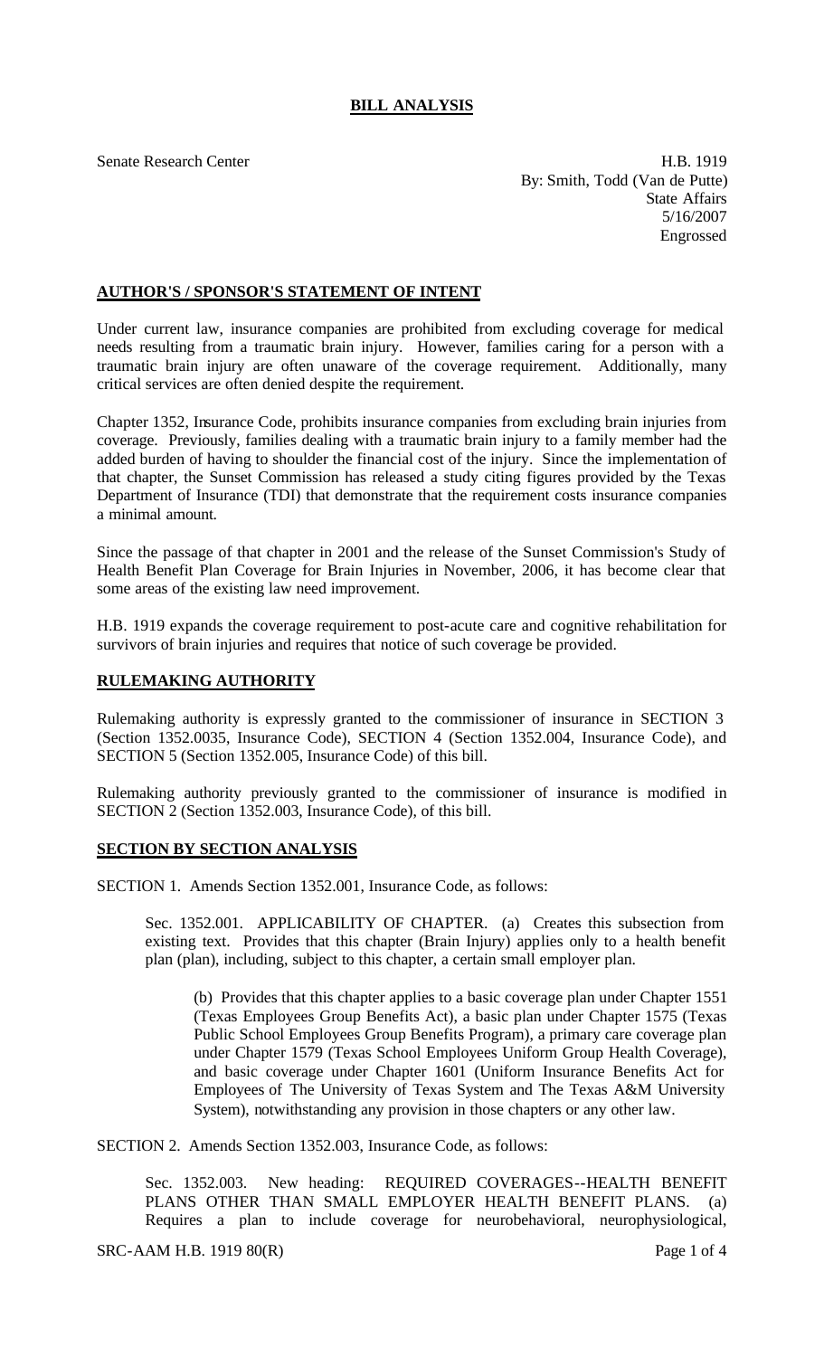# BILL ANALYSIS

Senate Research Center

H.B. 1919
By: Smith, Todd (Van de Putte)
State Affairs
5/16/2007
Engrossed

## AUTHOR'S / SPONSOR'S STATEMENT OF INTENT

Under current law, insurance companies are prohibited from excluding coverage for medical needs resulting from a traumatic brain injury. However, families caring for a person with a traumatic brain injury are often unaware of the coverage requirement. Additionally, many critical services are often denied despite the requirement.

Chapter 1352, Insurance Code, prohibits insurance companies from excluding brain injuries from coverage. Previously, families dealing with a traumatic brain injury to a family member had the added burden of having to shoulder the financial cost of the injury. Since the implementation of that chapter, the Sunset Commission has released a study citing figures provided by the Texas Department of Insurance (TDI) that demonstrate that the requirement costs insurance companies a minimal amount.

Since the passage of that chapter in 2001 and the release of the Sunset Commission's Study of Health Benefit Plan Coverage for Brain Injuries in November, 2006, it has become clear that some areas of the existing law need improvement.

H.B. 1919 expands the coverage requirement to post-acute care and cognitive rehabilitation for survivors of brain injuries and requires that notice of such coverage be provided.

## RULEMAKING AUTHORITY

Rulemaking authority is expressly granted to the commissioner of insurance in SECTION 3 (Section 1352.0035, Insurance Code), SECTION 4 (Section 1352.004, Insurance Code), and SECTION 5 (Section 1352.005, Insurance Code) of this bill.

Rulemaking authority previously granted to the commissioner of insurance is modified in SECTION 2 (Section 1352.003, Insurance Code), of this bill.

## SECTION BY SECTION ANALYSIS

SECTION 1. Amends Section 1352.001, Insurance Code, as follows:

Sec. 1352.001. APPLICABILITY OF CHAPTER. (a) Creates this subsection from existing text. Provides that this chapter (Brain Injury) applies only to a health benefit plan (plan), including, subject to this chapter, a certain small employer plan.

(b) Provides that this chapter applies to a basic coverage plan under Chapter 1551 (Texas Employees Group Benefits Act), a basic plan under Chapter 1575 (Texas Public School Employees Group Benefits Program), a primary care coverage plan under Chapter 1579 (Texas School Employees Uniform Group Health Coverage), and basic coverage under Chapter 1601 (Uniform Insurance Benefits Act for Employees of The University of Texas System and The Texas A&M University System), notwithstanding any provision in those chapters or any other law.

SECTION 2. Amends Section 1352.003, Insurance Code, as follows:

Sec. 1352.003. New heading: REQUIRED COVERAGES--HEALTH BENEFIT PLANS OTHER THAN SMALL EMPLOYER HEALTH BENEFIT PLANS. (a) Requires a plan to include coverage for neurobehavioral, neurophysiological,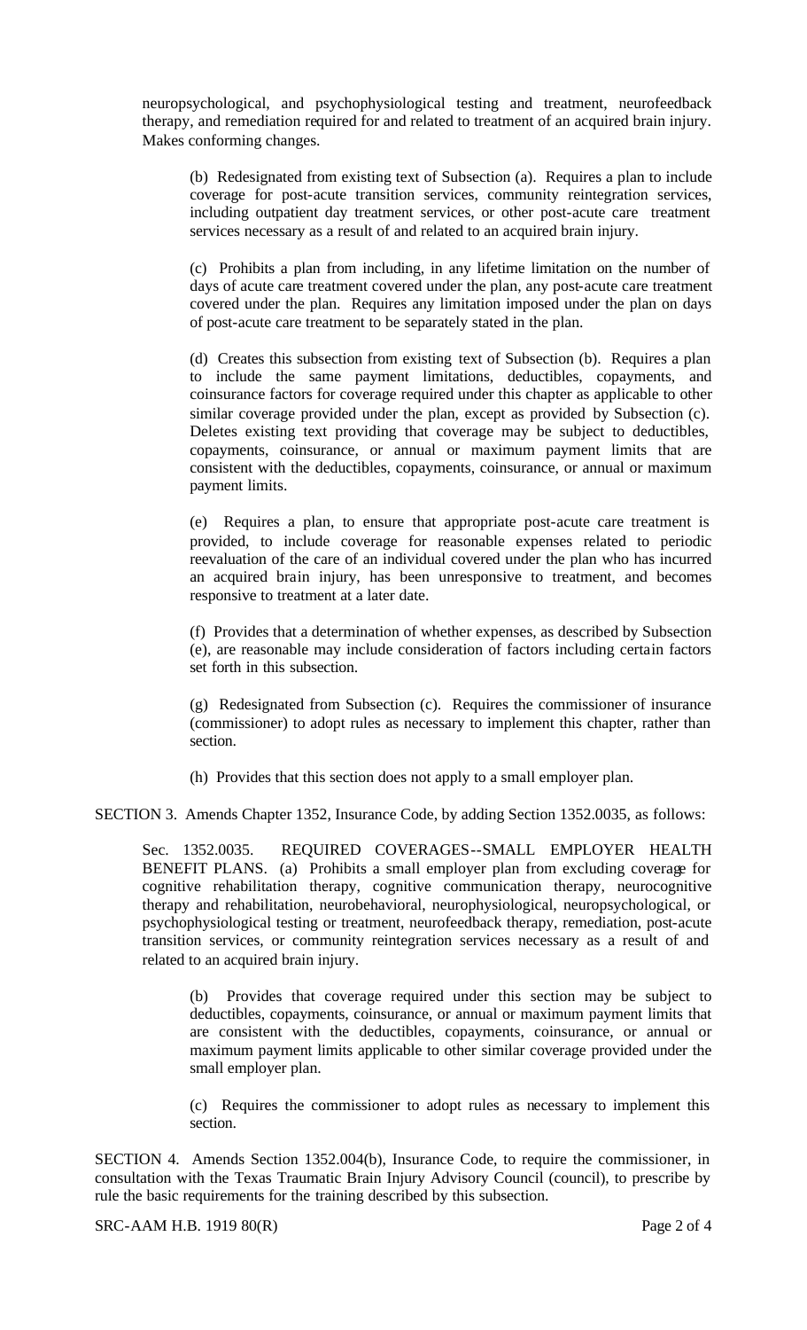neuropsychological, and psychophysiological testing and treatment, neurofeedback therapy, and remediation required for and related to treatment of an acquired brain injury. Makes conforming changes.

(b) Redesignated from existing text of Subsection (a). Requires a plan to include coverage for post-acute transition services, community reintegration services, including outpatient day treatment services, or other post-acute care treatment services necessary as a result of and related to an acquired brain injury.

(c) Prohibits a plan from including, in any lifetime limitation on the number of days of acute care treatment covered under the plan, any post-acute care treatment covered under the plan. Requires any limitation imposed under the plan on days of post-acute care treatment to be separately stated in the plan.

(d) Creates this subsection from existing text of Subsection (b). Requires a plan to include the same payment limitations, deductibles, copayments, and coinsurance factors for coverage required under this chapter as applicable to other similar coverage provided under the plan, except as provided by Subsection (c). Deletes existing text providing that coverage may be subject to deductibles, copayments, coinsurance, or annual or maximum payment limits that are consistent with the deductibles, copayments, coinsurance, or annual or maximum payment limits.

(e) Requires a plan, to ensure that appropriate post-acute care treatment is provided, to include coverage for reasonable expenses related to periodic reevaluation of the care of an individual covered under the plan who has incurred an acquired brain injury, has been unresponsive to treatment, and becomes responsive to treatment at a later date.

(f) Provides that a determination of whether expenses, as described by Subsection (e), are reasonable may include consideration of factors including certain factors set forth in this subsection.

(g) Redesignated from Subsection (c). Requires the commissioner of insurance (commissioner) to adopt rules as necessary to implement this chapter, rather than section.

(h) Provides that this section does not apply to a small employer plan.

SECTION 3. Amends Chapter 1352, Insurance Code, by adding Section 1352.0035, as follows:

Sec. 1352.0035. REQUIRED COVERAGES--SMALL EMPLOYER HEALTH BENEFIT PLANS. (a) Prohibits a small employer plan from excluding coverage for cognitive rehabilitation therapy, cognitive communication therapy, neurocognitive therapy and rehabilitation, neurobehavioral, neurophysiological, neuropsychological, or psychophysiological testing or treatment, neurofeedback therapy, remediation, post-acute transition services, or community reintegration services necessary as a result of and related to an acquired brain injury.

(b) Provides that coverage required under this section may be subject to deductibles, copayments, coinsurance, or annual or maximum payment limits that are consistent with the deductibles, copayments, coinsurance, or annual or maximum payment limits applicable to other similar coverage provided under the small employer plan.

(c) Requires the commissioner to adopt rules as necessary to implement this section.

SECTION 4. Amends Section 1352.004(b), Insurance Code, to require the commissioner, in consultation with the Texas Traumatic Brain Injury Advisory Council (council), to prescribe by rule the basic requirements for the training described by this subsection.

SRC-AAM H.B. 1919 80(R)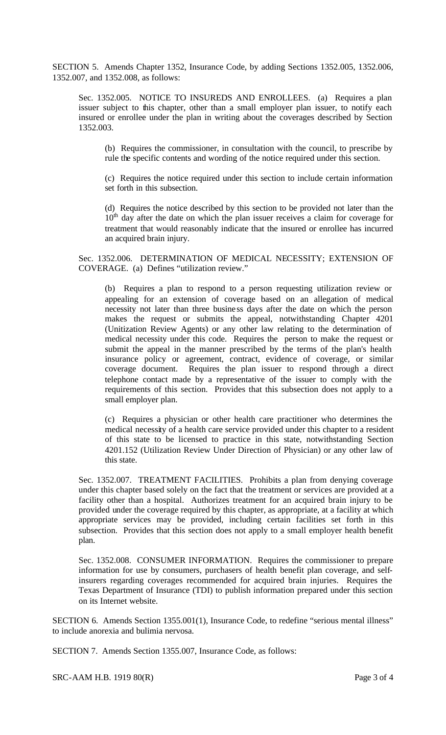SECTION 5. Amends Chapter 1352, Insurance Code, by adding Sections 1352.005, 1352.006, 1352.007, and 1352.008, as follows:

Sec. 1352.005. NOTICE TO INSUREDS AND ENROLLEES. (a) Requires a plan issuer subject to this chapter, other than a small employer plan issuer, to notify each insured or enrollee under the plan in writing about the coverages described by Section 1352.003.

(b) Requires the commissioner, in consultation with the council, to prescribe by rule the specific contents and wording of the notice required under this section.

(c) Requires the notice required under this section to include certain information set forth in this subsection.

(d) Requires the notice described by this section to be provided not later than the 10th day after the date on which the plan issuer receives a claim for coverage for treatment that would reasonably indicate that the insured or enrollee has incurred an acquired brain injury.

Sec. 1352.006. DETERMINATION OF MEDICAL NECESSITY; EXTENSION OF COVERAGE. (a) Defines "utilization review."

(b) Requires a plan to respond to a person requesting utilization review or appealing for an extension of coverage based on an allegation of medical necessity not later than three business days after the date on which the person makes the request or submits the appeal, notwithstanding Chapter 4201 (Unitization Review Agents) or any other law relating to the determination of medical necessity under this code. Requires the person to make the request or submit the appeal in the manner prescribed by the terms of the plan's health insurance policy or agreement, contract, evidence of coverage, or similar coverage document. Requires the plan issuer to respond through a direct telephone contact made by a representative of the issuer to comply with the requirements of this section. Provides that this subsection does not apply to a small employer plan.

(c) Requires a physician or other health care practitioner who determines the medical necessity of a health care service provided under this chapter to a resident of this state to be licensed to practice in this state, notwithstanding Section 4201.152 (Utilization Review Under Direction of Physician) or any other law of this state.

Sec. 1352.007. TREATMENT FACILITIES. Prohibits a plan from denying coverage under this chapter based solely on the fact that the treatment or services are provided at a facility other than a hospital. Authorizes treatment for an acquired brain injury to be provided under the coverage required by this chapter, as appropriate, at a facility at which appropriate services may be provided, including certain facilities set forth in this subsection. Provides that this section does not apply to a small employer health benefit plan.

Sec. 1352.008. CONSUMER INFORMATION. Requires the commissioner to prepare information for use by consumers, purchasers of health benefit plan coverage, and self-insurers regarding coverages recommended for acquired brain injuries. Requires the Texas Department of Insurance (TDI) to publish information prepared under this section on its Internet website.

SECTION 6. Amends Section 1355.001(1), Insurance Code, to redefine "serious mental illness" to include anorexia and bulimia nervosa.

SECTION 7. Amends Section 1355.007, Insurance Code, as follows: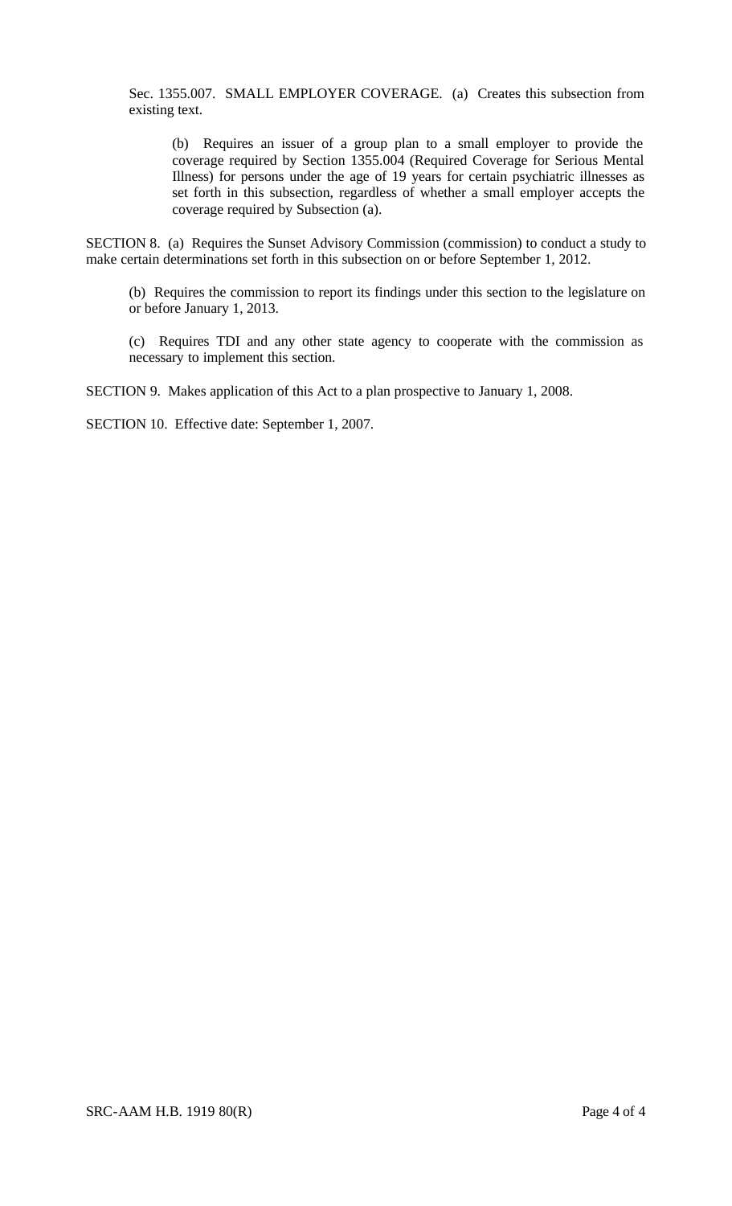Sec. 1355.007. SMALL EMPLOYER COVERAGE. (a) Creates this subsection from existing text.

> (b) Requires an issuer of a group plan to a small employer to provide the coverage required by Section 1355.004 (Required Coverage for Serious Mental Illness) for persons under the age of 19 years for certain psychiatric illnesses as set forth in this subsection, regardless of whether a small employer accepts the coverage required by Subsection (a).

SECTION 8. (a) Requires the Sunset Advisory Commission (commission) to conduct a study to make certain determinations set forth in this subsection on or before September 1, 2012.

> (b) Requires the commission to report its findings under this section to the legislature on or before January 1, 2013.
>
> (c) Requires TDI and any other state agency to cooperate with the commission as necessary to implement this section.

SECTION 9. Makes application of this Act to a plan prospective to January 1, 2008.

SECTION 10. Effective date: September 1, 2007.